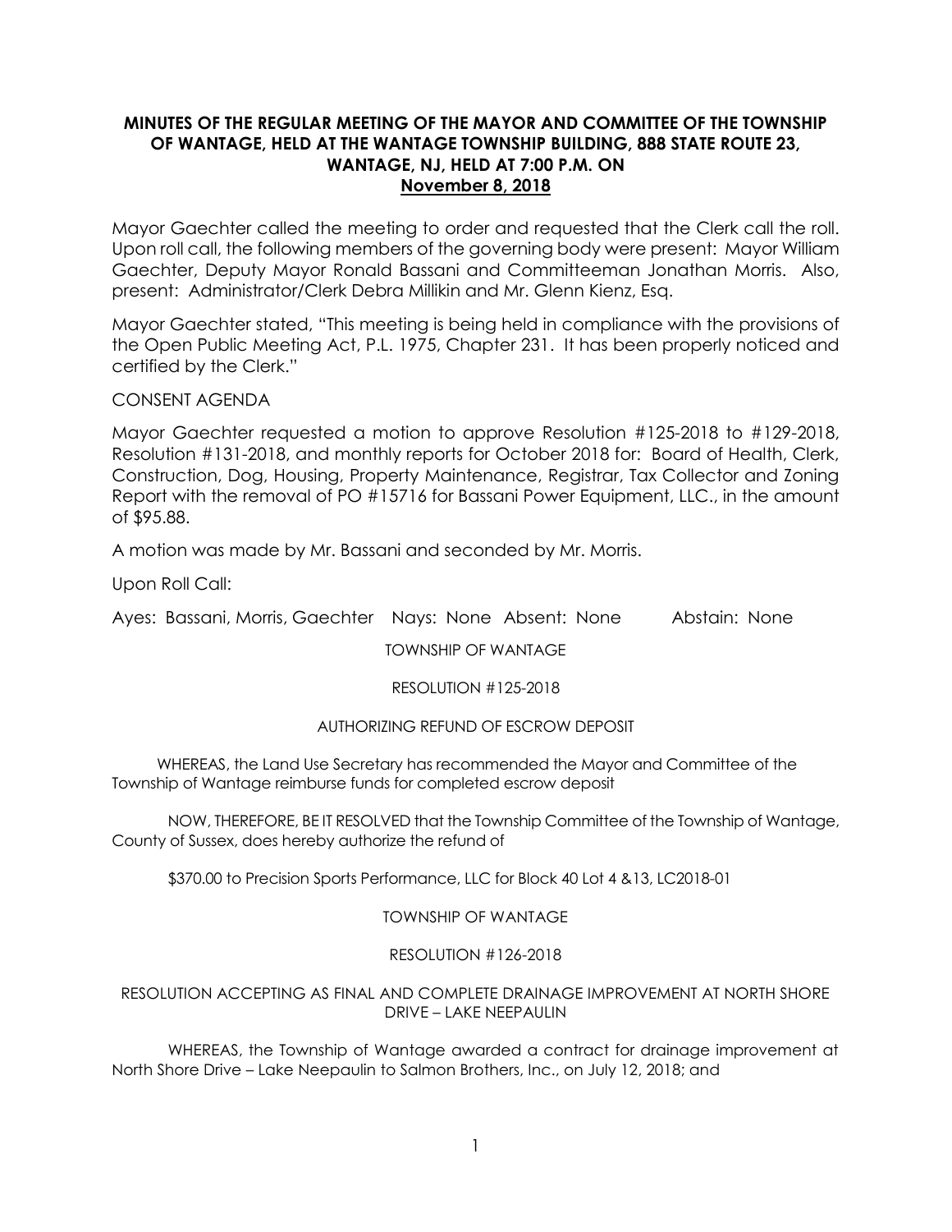**MINUTES OF THE REGULAR MEETING OF THE MAYOR AND COMMITTEE OF THE TOWNSHIP OF WANTAGE, HELD AT THE WANTAGE TOWNSHIP BUILDING, 888 STATE ROUTE 23, WANTAGE, NJ, HELD AT 7:00 P.M. ON**
**<u>November 8, 2018</u>**

Mayor Gaechter called the meeting to order and requested that the Clerk call the roll. Upon roll call, the following members of the governing body were present: Mayor William Gaechter, Deputy Mayor Ronald Bassani and Committeeman Jonathan Morris. Also, present: Administrator/Clerk Debra Millikin and Mr. Glenn Kienz, Esq.

Mayor Gaechter stated, "This meeting is being held in compliance with the provisions of the Open Public Meeting Act, P.L. 1975, Chapter 231. It has been properly noticed and certified by the Clerk."

CONSENT AGENDA

Mayor Gaechter requested a motion to approve Resolution #125-2018 to #129-2018, Resolution #131-2018, and monthly reports for October 2018 for: Board of Health, Clerk, Construction, Dog, Housing, Property Maintenance, Registrar, Tax Collector and Zoning Report with the removal of PO #15716 for Bassani Power Equipment, LLC., in the amount of $95.88.

A motion was made by Mr. Bassani and seconded by Mr. Morris.

Upon Roll Call:

Ayes: Bassani, Morris, Gaechter Nays: None Absent: None Abstain: None

TOWNSHIP OF WANTAGE

RESOLUTION #125-2018

AUTHORIZING REFUND OF ESCROW DEPOSIT

WHEREAS, the Land Use Secretary has recommended the Mayor and Committee of the Township of Wantage reimburse funds for completed escrow deposit

NOW, THEREFORE, BE IT RESOLVED that the Township Committee of the Township of Wantage, County of Sussex, does hereby authorize the refund of

$370.00 to Precision Sports Performance, LLC for Block 40 Lot 4 &13, LC2018-01

TOWNSHIP OF WANTAGE

RESOLUTION #126-2018

RESOLUTION ACCEPTING AS FINAL AND COMPLETE DRAINAGE IMPROVEMENT AT NORTH SHORE DRIVE – LAKE NEEPAULIN

WHEREAS, the Township of Wantage awarded a contract for drainage improvement at North Shore Drive – Lake Neepaulin to Salmon Brothers, Inc., on July 12, 2018; and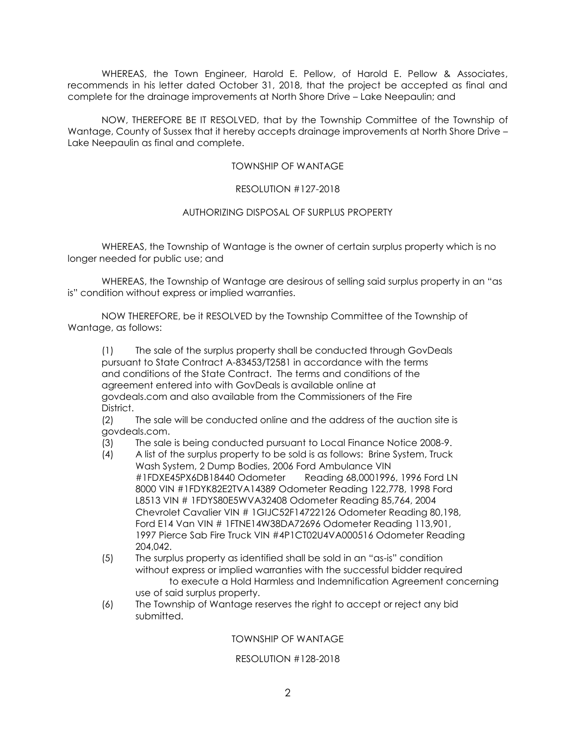WHEREAS, the Town Engineer, Harold E. Pellow, of Harold E. Pellow & Associates, recommends in his letter dated October 31, 2018, that the project be accepted as final and complete for the drainage improvements at North Shore Drive – Lake Neepaulin; and

NOW, THEREFORE BE IT RESOLVED, that by the Township Committee of the Township of Wantage, County of Sussex that it hereby accepts drainage improvements at North Shore Drive – Lake Neepaulin as final and complete.

TOWNSHIP OF WANTAGE

RESOLUTION #127-2018

AUTHORIZING DISPOSAL OF SURPLUS PROPERTY

WHEREAS, the Township of Wantage is the owner of certain surplus property which is no longer needed for public use; and

WHEREAS, the Township of Wantage are desirous of selling said surplus property in an "as is" condition without express or implied warranties.

NOW THEREFORE, be it RESOLVED by the Township Committee of the Township of Wantage, as follows:

(1) The sale of the surplus property shall be conducted through GovDeals pursuant to State Contract A-83453/T2581 in accordance with the terms and conditions of the State Contract. The terms and conditions of the agreement entered into with GovDeals is available online at govdeals.com and also available from the Commissioners of the Fire District.

(2) The sale will be conducted online and the address of the auction site is govdeals.com.

(3) The sale is being conducted pursuant to Local Finance Notice 2008-9.

(4) A list of the surplus property to be sold is as follows: Brine System, Truck Wash System, 2 Dump Bodies, 2006 Ford Ambulance VIN #1FDXE45PX6DB18440 Odometer Reading 68,0001996, 1996 Ford LN 8000 VIN #1FDYK82E2TVA14389 Odometer Reading 122,778, 1998 Ford L8513 VIN # 1FDYS80E5WVA32408 Odometer Reading 85,764, 2004 Chevrolet Cavalier VIN # 1GIJC52F14722126 Odometer Reading 80,198, Ford E14 Van VIN # 1FTNE14W38DA72696 Odometer Reading 113,901, 1997 Pierce Sab Fire Truck VIN #4P1CT02U4VA000516 Odometer Reading 204,042.

(5) The surplus property as identified shall be sold in an "as-is" condition without express or implied warranties with the successful bidder required to execute a Hold Harmless and Indemnification Agreement concerning use of said surplus property.

(6) The Township of Wantage reserves the right to accept or reject any bid submitted.

TOWNSHIP OF WANTAGE

RESOLUTION #128-2018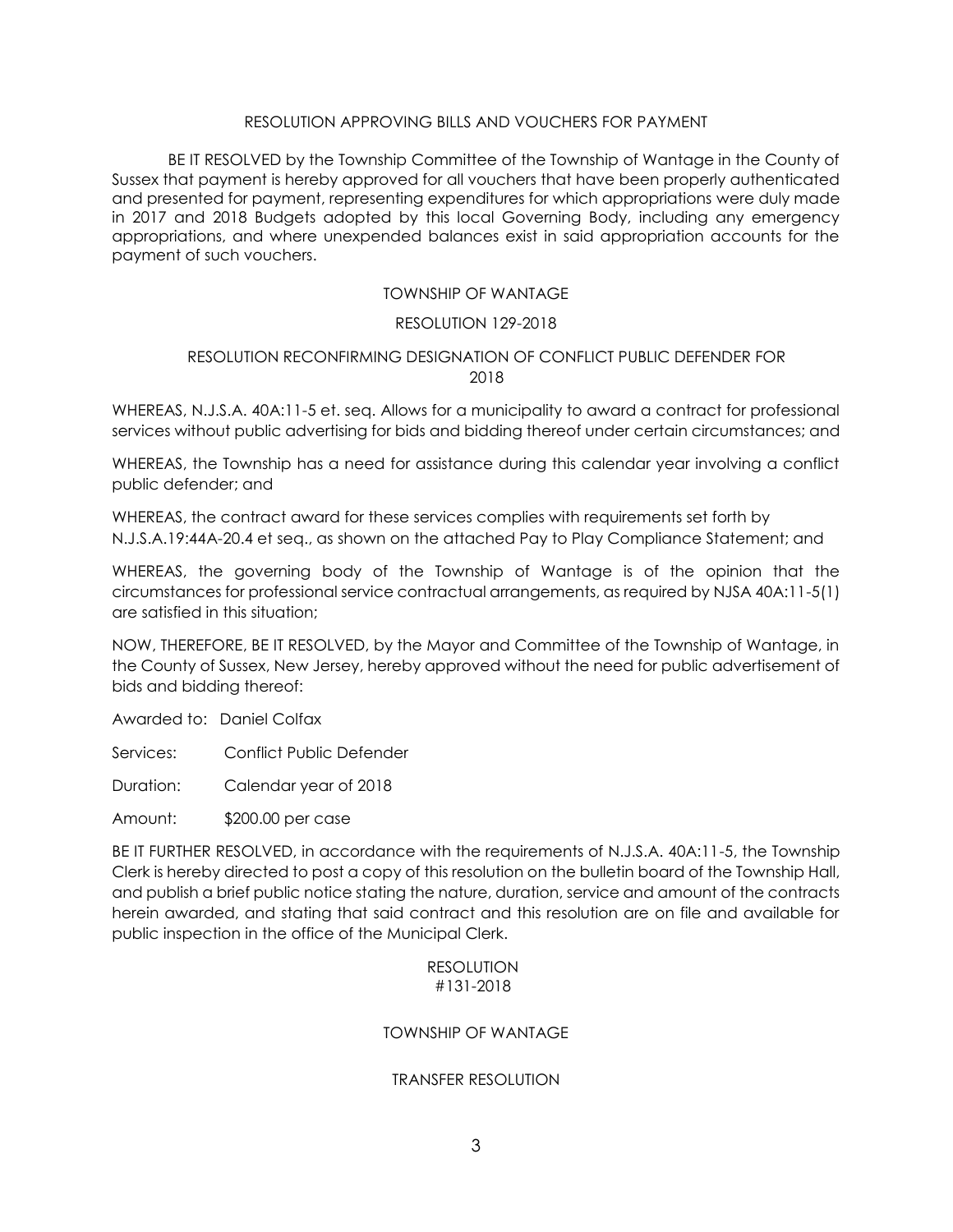## RESOLUTION APPROVING BILLS AND VOUCHERS FOR PAYMENT

BE IT RESOLVED by the Township Committee of the Township of Wantage in the County of Sussex that payment is hereby approved for all vouchers that have been properly authenticated and presented for payment, representing expenditures for which appropriations were duly made in 2017 and 2018 Budgets adopted by this local Governing Body, including any emergency appropriations, and where unexpended balances exist in said appropriation accounts for the payment of such vouchers.

## TOWNSHIP OF WANTAGE

## RESOLUTION 129-2018

## RESOLUTION RECONFIRMING DESIGNATION OF CONFLICT PUBLIC DEFENDER FOR 2018

WHEREAS, N.J.S.A. 40A:11-5 et. seq. Allows for a municipality to award a contract for professional services without public advertising for bids and bidding thereof under certain circumstances; and

WHEREAS, the Township has a need for assistance during this calendar year involving a conflict public defender; and

WHEREAS, the contract award for these services complies with requirements set forth by N.J.S.A.19:44A-20.4 et seq., as shown on the attached Pay to Play Compliance Statement; and

WHEREAS, the governing body of the Township of Wantage is of the opinion that the circumstances for professional service contractual arrangements, as required by NJSA 40A:11-5(1) are satisfied in this situation;

NOW, THEREFORE, BE IT RESOLVED, by the Mayor and Committee of the Township of Wantage, in the County of Sussex, New Jersey, hereby approved without the need for public advertisement of bids and bidding thereof:

Awarded to: Daniel Colfax

Services: Conflict Public Defender

Duration: Calendar year of 2018

Amount: $200.00 per case

BE IT FURTHER RESOLVED, in accordance with the requirements of N.J.S.A. 40A:11-5, the Township Clerk is hereby directed to post a copy of this resolution on the bulletin board of the Township Hall, and publish a brief public notice stating the nature, duration, service and amount of the contracts herein awarded, and stating that said contract and this resolution are on file and available for public inspection in the office of the Municipal Clerk.

## RESOLUTION #131-2018

## TOWNSHIP OF WANTAGE

## TRANSFER RESOLUTION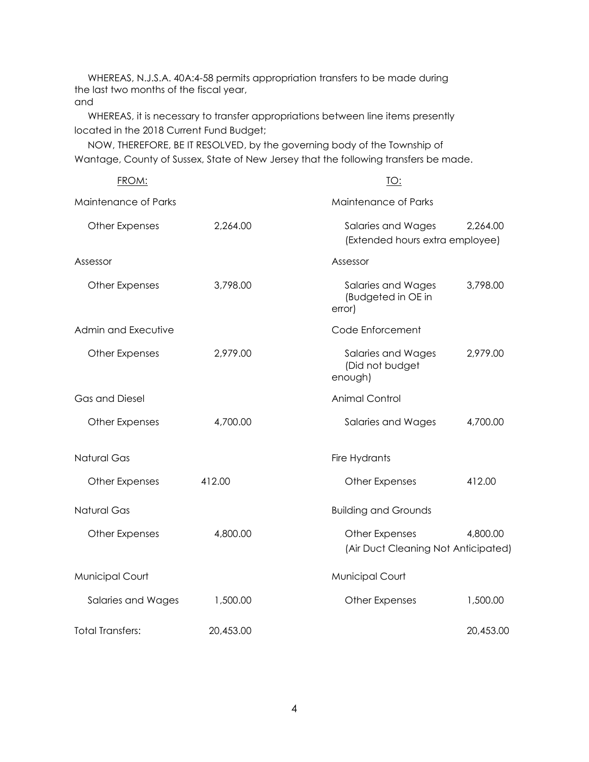WHEREAS, N.J.S.A. 40A:4-58 permits appropriation transfers to be made during the last two months of the fiscal year,
and

WHEREAS, it is necessary to transfer appropriations between line items presently located in the 2018 Current Fund Budget;

NOW, THEREFORE, BE IT RESOLVED, by the governing body of the Township of Wantage, County of Sussex, State of New Jersey that the following transfers be made.

| FROM: | | TO: | |
|---|---|---|---|
| Maintenance of Parks | | Maintenance of Parks | |
| Other Expenses | 2,264.00 | Salaries and Wages (Extended hours extra employee) | 2,264.00 |
| Assessor | | Assessor | |
| Other Expenses | 3,798.00 | Salaries and Wages (Budgeted in OE in error) | 3,798.00 |
| Admin and Executive | | Code Enforcement | |
| Other Expenses | 2,979.00 | Salaries and Wages (Did not budget enough) | 2,979.00 |
| Gas and Diesel | | Animal Control | |
| Other Expenses | 4,700.00 | Salaries and Wages | 4,700.00 |
| Natural Gas | | Fire Hydrants | |
| Other Expenses | 412.00 | Other Expenses | 412.00 |
| Natural Gas | | Building and Grounds | |
| Other Expenses | 4,800.00 | Other Expenses (Air Duct Cleaning Not Anticipated) | 4,800.00 |
| Municipal Court | | Municipal Court | |
| Salaries and Wages | 1,500.00 | Other Expenses | 1,500.00 |
| Total Transfers: | 20,453.00 | | 20,453.00 |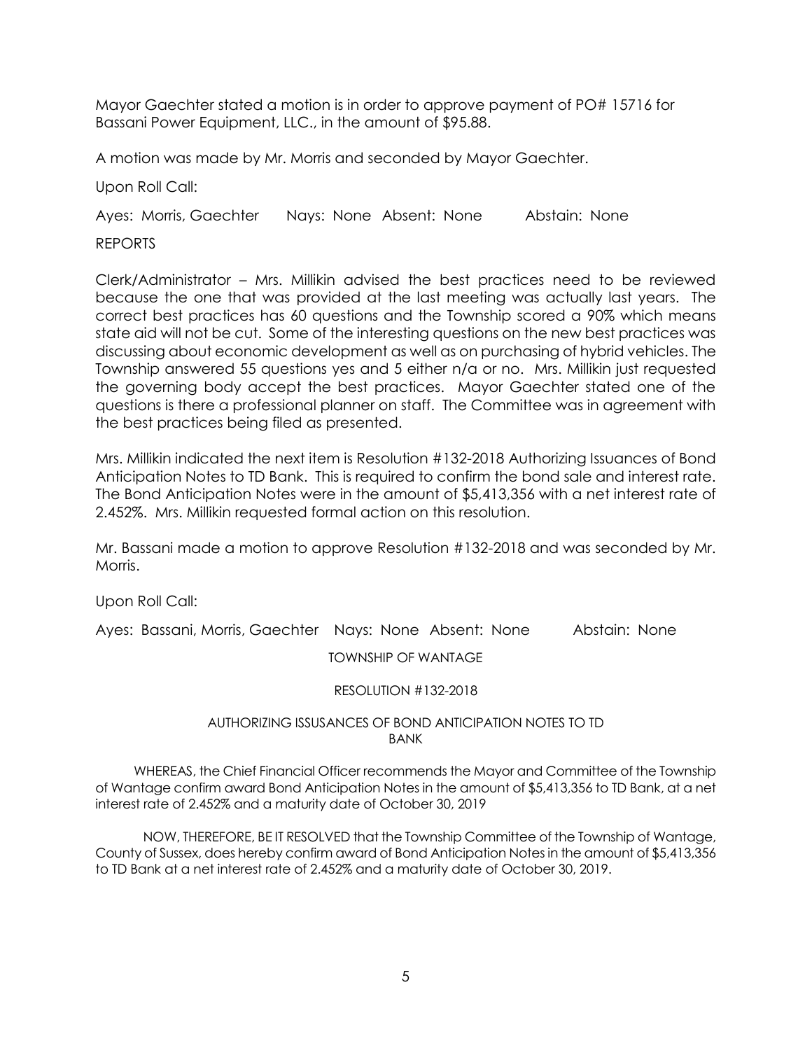Mayor Gaechter stated a motion is in order to approve payment of PO# 15716 for Bassani Power Equipment, LLC., in the amount of $95.88.

A motion was made by Mr. Morris and seconded by Mayor Gaechter.

Upon Roll Call:

Ayes: Morris, Gaechter  Nays: None  Absent: None  Abstain: None

REPORTS

Clerk/Administrator – Mrs. Millikin advised the best practices need to be reviewed because the one that was provided at the last meeting was actually last years. The correct best practices has 60 questions and the Township scored a 90% which means state aid will not be cut. Some of the interesting questions on the new best practices was discussing about economic development as well as on purchasing of hybrid vehicles. The Township answered 55 questions yes and 5 either n/a or no. Mrs. Millikin just requested the governing body accept the best practices. Mayor Gaechter stated one of the questions is there a professional planner on staff. The Committee was in agreement with the best practices being filed as presented.

Mrs. Millikin indicated the next item is Resolution #132-2018 Authorizing Issuances of Bond Anticipation Notes to TD Bank. This is required to confirm the bond sale and interest rate. The Bond Anticipation Notes were in the amount of $5,413,356 with a net interest rate of 2.452%. Mrs. Millikin requested formal action on this resolution.

Mr. Bassani made a motion to approve Resolution #132-2018 and was seconded by Mr. Morris.

Upon Roll Call:

Ayes: Bassani, Morris, Gaechter  Nays: None  Absent: None  Abstain: None

TOWNSHIP OF WANTAGE

RESOLUTION #132-2018

AUTHORIZING ISSUSANCES OF BOND ANTICIPATION NOTES TO TD BANK

WHEREAS, the Chief Financial Officer recommends the Mayor and Committee of the Township of Wantage confirm award Bond Anticipation Notes in the amount of $5,413,356 to TD Bank, at a net interest rate of 2.452% and a maturity date of October 30, 2019

NOW, THEREFORE, BE IT RESOLVED that the Township Committee of the Township of Wantage, County of Sussex, does hereby confirm award of Bond Anticipation Notes in the amount of $5,413,356 to TD Bank at a net interest rate of 2.452% and a maturity date of October 30, 2019.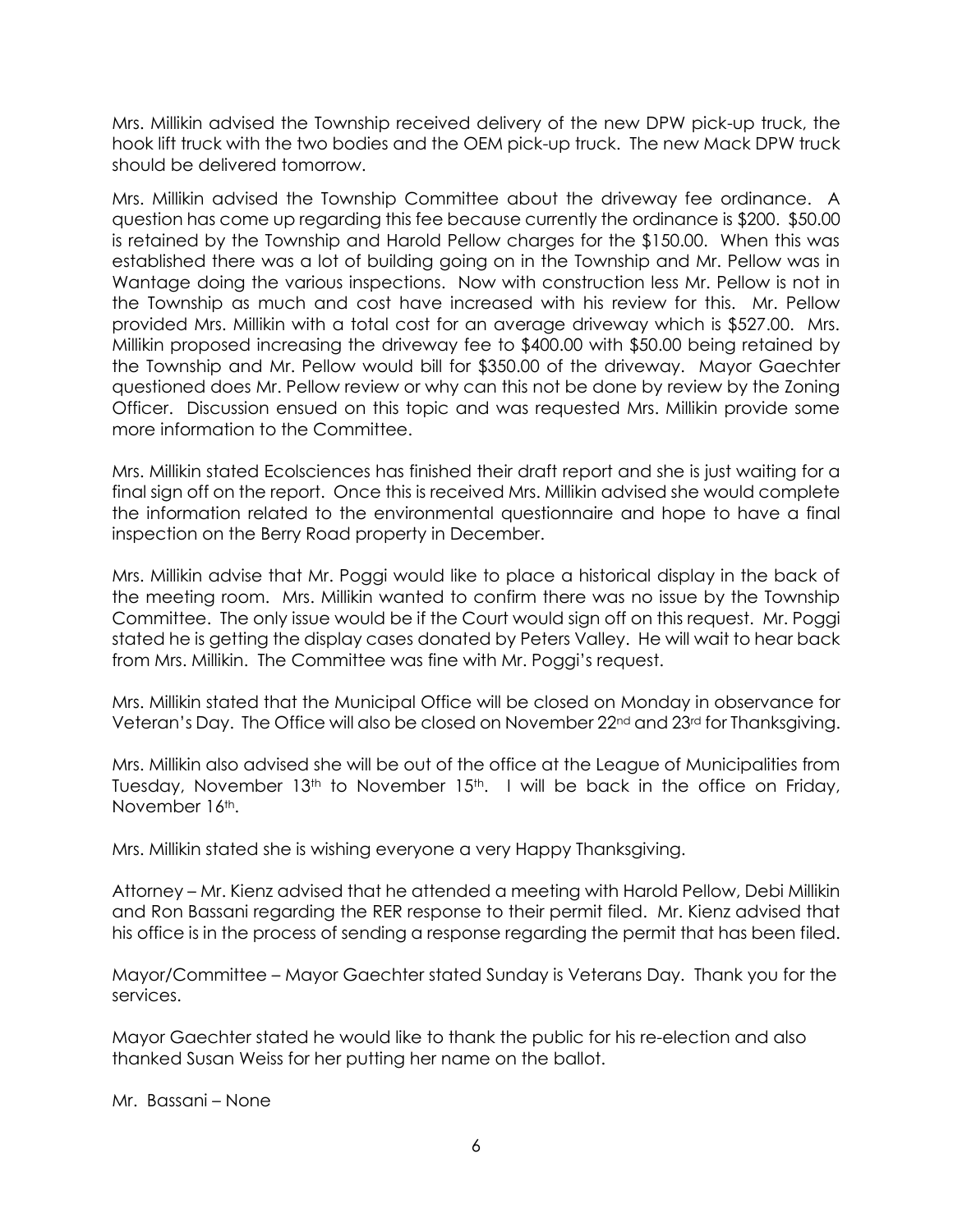Mrs. Millikin advised the Township received delivery of the new DPW pick-up truck, the hook lift truck with the two bodies and the OEM pick-up truck. The new Mack DPW truck should be delivered tomorrow.

Mrs. Millikin advised the Township Committee about the driveway fee ordinance. A question has come up regarding this fee because currently the ordinance is $200. $50.00 is retained by the Township and Harold Pellow charges for the $150.00. When this was established there was a lot of building going on in the Township and Mr. Pellow was in Wantage doing the various inspections. Now with construction less Mr. Pellow is not in the Township as much and cost have increased with his review for this. Mr. Pellow provided Mrs. Millikin with a total cost for an average driveway which is $527.00. Mrs. Millikin proposed increasing the driveway fee to $400.00 with $50.00 being retained by the Township and Mr. Pellow would bill for $350.00 of the driveway. Mayor Gaechter questioned does Mr. Pellow review or why can this not be done by review by the Zoning Officer. Discussion ensued on this topic and was requested Mrs. Millikin provide some more information to the Committee.

Mrs. Millikin stated Ecolsciences has finished their draft report and she is just waiting for a final sign off on the report. Once this is received Mrs. Millikin advised she would complete the information related to the environmental questionnaire and hope to have a final inspection on the Berry Road property in December.

Mrs. Millikin advise that Mr. Poggi would like to place a historical display in the back of the meeting room. Mrs. Millikin wanted to confirm there was no issue by the Township Committee. The only issue would be if the Court would sign off on this request. Mr. Poggi stated he is getting the display cases donated by Peters Valley. He will wait to hear back from Mrs. Millikin. The Committee was fine with Mr. Poggi's request.

Mrs. Millikin stated that the Municipal Office will be closed on Monday in observance for Veteran's Day. The Office will also be closed on November 22nd and 23rd for Thanksgiving.

Mrs. Millikin also advised she will be out of the office at the League of Municipalities from Tuesday, November 13th to November 15th. I will be back in the office on Friday, November 16th.

Mrs. Millikin stated she is wishing everyone a very Happy Thanksgiving.

Attorney – Mr. Kienz advised that he attended a meeting with Harold Pellow, Debi Millikin and Ron Bassani regarding the RER response to their permit filed. Mr. Kienz advised that his office is in the process of sending a response regarding the permit that has been filed.

Mayor/Committee – Mayor Gaechter stated Sunday is Veterans Day. Thank you for the services.

Mayor Gaechter stated he would like to thank the public for his re-election and also thanked Susan Weiss for her putting her name on the ballot.

Mr. Bassani – None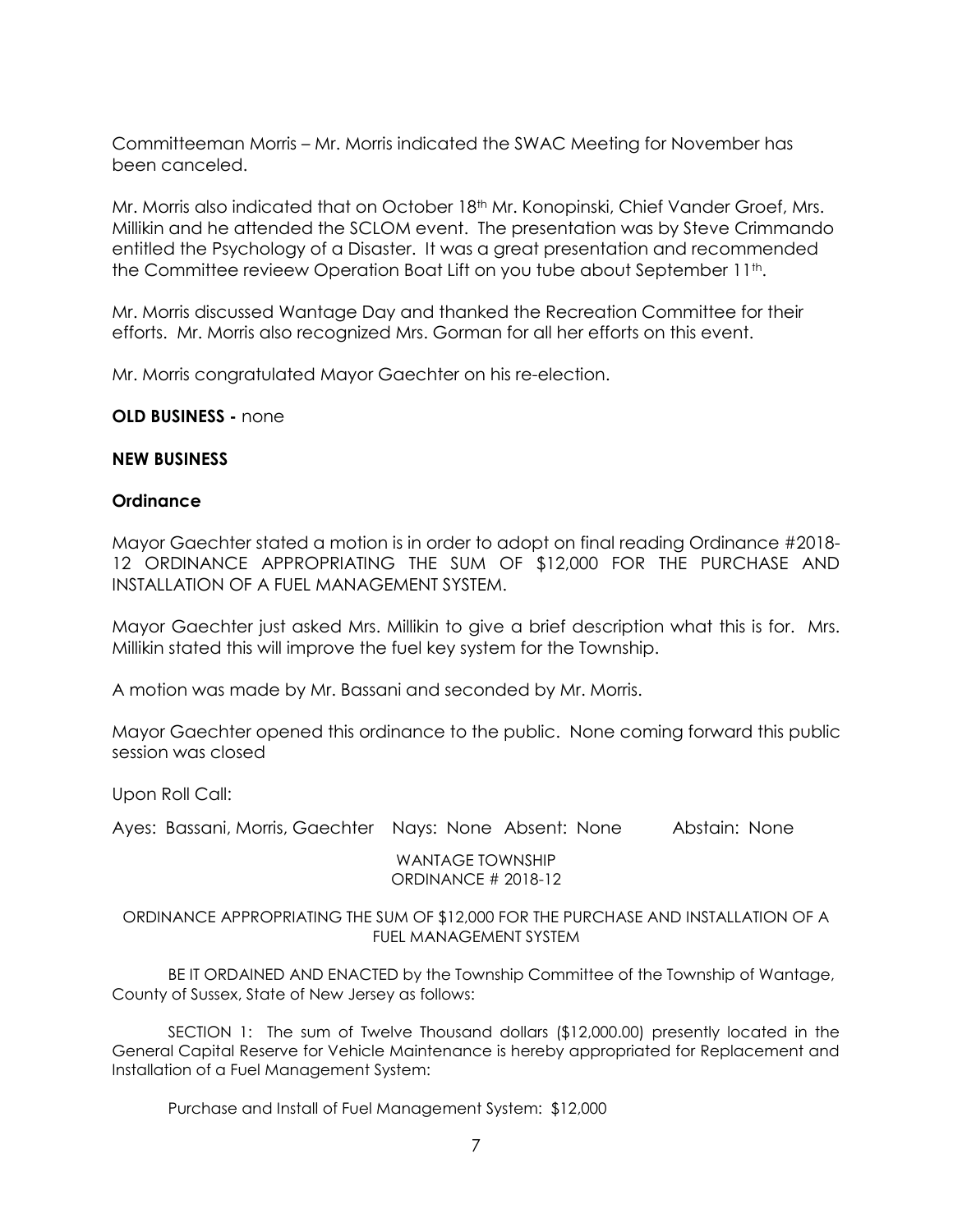Committeeman Morris – Mr. Morris indicated the SWAC Meeting for November has been canceled.

Mr. Morris also indicated that on October 18th Mr. Konopinski, Chief Vander Groef, Mrs. Millikin and he attended the SCLOM event. The presentation was by Steve Crimmando entitled the Psychology of a Disaster. It was a great presentation and recommended the Committee revieew Operation Boat Lift on you tube about September 11th.

Mr. Morris discussed Wantage Day and thanked the Recreation Committee for their efforts. Mr. Morris also recognized Mrs. Gorman for all her efforts on this event.

Mr. Morris congratulated Mayor Gaechter on his re-election.

**OLD BUSINESS -** none

**NEW BUSINESS**

**Ordinance**

Mayor Gaechter stated a motion is in order to adopt on final reading Ordinance #2018-12 ORDINANCE APPROPRIATING THE SUM OF $12,000 FOR THE PURCHASE AND INSTALLATION OF A FUEL MANAGEMENT SYSTEM.

Mayor Gaechter just asked Mrs. Millikin to give a brief description what this is for. Mrs. Millikin stated this will improve the fuel key system for the Township.

A motion was made by Mr. Bassani and seconded by Mr. Morris.

Mayor Gaechter opened this ordinance to the public. None coming forward this public session was closed

Upon Roll Call:

Ayes: Bassani, Morris, Gaechter Nays: None Absent: None Abstain: None

WANTAGE TOWNSHIP
ORDINANCE # 2018-12

ORDINANCE APPROPRIATING THE SUM OF $12,000 FOR THE PURCHASE AND INSTALLATION OF A FUEL MANAGEMENT SYSTEM

BE IT ORDAINED AND ENACTED by the Township Committee of the Township of Wantage, County of Sussex, State of New Jersey as follows:

SECTION 1: The sum of Twelve Thousand dollars ($12,000.00) presently located in the General Capital Reserve for Vehicle Maintenance is hereby appropriated for Replacement and Installation of a Fuel Management System:

Purchase and Install of Fuel Management System: $12,000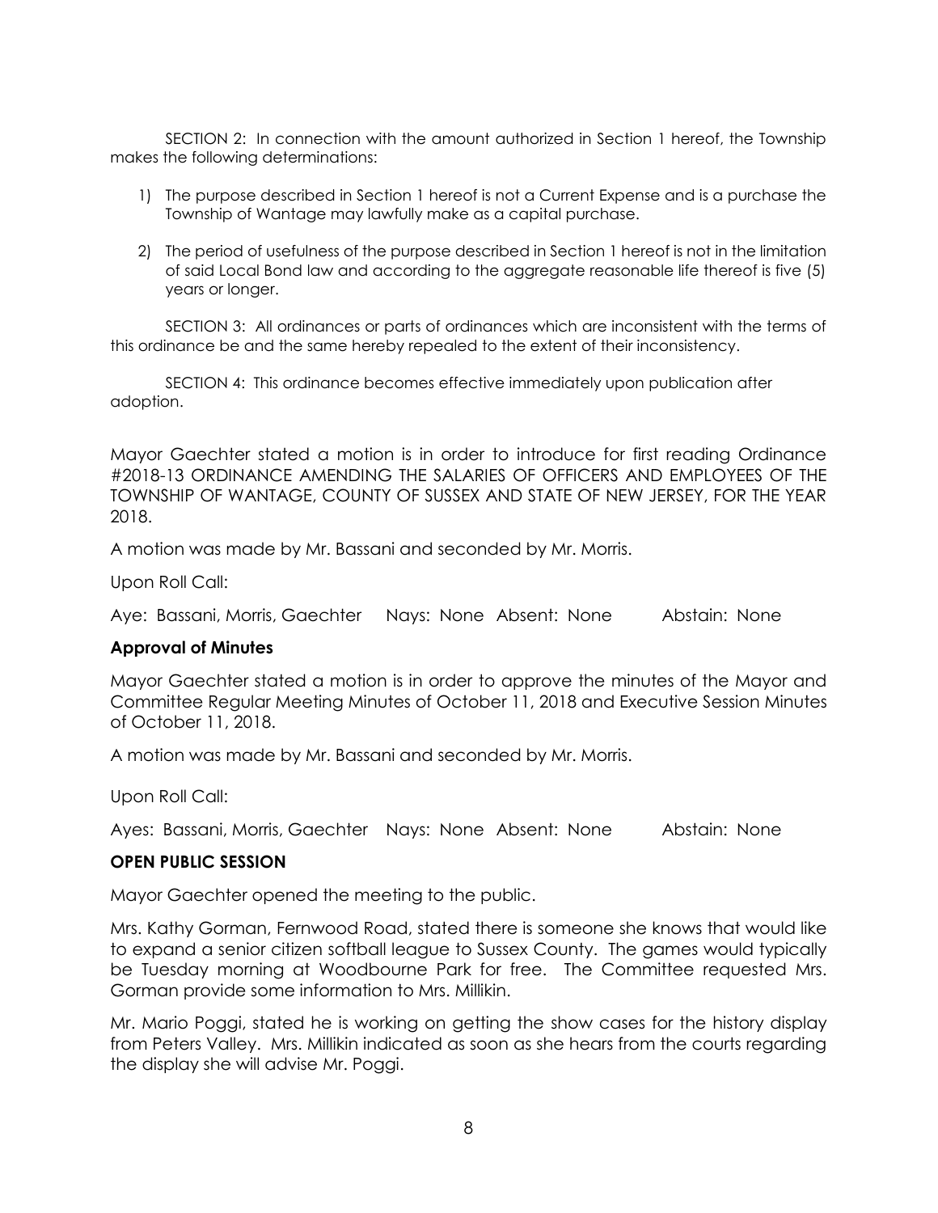SECTION 2: In connection with the amount authorized in Section 1 hereof, the Township makes the following determinations:

1) The purpose described in Section 1 hereof is not a Current Expense and is a purchase the Township of Wantage may lawfully make as a capital purchase.
2) The period of usefulness of the purpose described in Section 1 hereof is not in the limitation of said Local Bond law and according to the aggregate reasonable life thereof is five (5) years or longer.

SECTION 3: All ordinances or parts of ordinances which are inconsistent with the terms of this ordinance be and the same hereby repealed to the extent of their inconsistency.

SECTION 4: This ordinance becomes effective immediately upon publication after adoption.

Mayor Gaechter stated a motion is in order to introduce for first reading Ordinance #2018-13 ORDINANCE AMENDING THE SALARIES OF OFFICERS AND EMPLOYEES OF THE TOWNSHIP OF WANTAGE, COUNTY OF SUSSEX AND STATE OF NEW JERSEY, FOR THE YEAR 2018.

A motion was made by Mr. Bassani and seconded by Mr. Morris.

Upon Roll Call:

Aye: Bassani, Morris, Gaechter Nays: None Absent: None Abstain: None

**Approval of Minutes**

Mayor Gaechter stated a motion is in order to approve the minutes of the Mayor and Committee Regular Meeting Minutes of October 11, 2018 and Executive Session Minutes of October 11, 2018.

A motion was made by Mr. Bassani and seconded by Mr. Morris.

Upon Roll Call:

Ayes: Bassani, Morris, Gaechter Nays: None Absent: None Abstain: None

**OPEN PUBLIC SESSION**

Mayor Gaechter opened the meeting to the public.

Mrs. Kathy Gorman, Fernwood Road, stated there is someone she knows that would like to expand a senior citizen softball league to Sussex County. The games would typically be Tuesday morning at Woodbourne Park for free. The Committee requested Mrs. Gorman provide some information to Mrs. Millikin.

Mr. Mario Poggi, stated he is working on getting the show cases for the history display from Peters Valley. Mrs. Millikin indicated as soon as she hears from the courts regarding the display she will advise Mr. Poggi.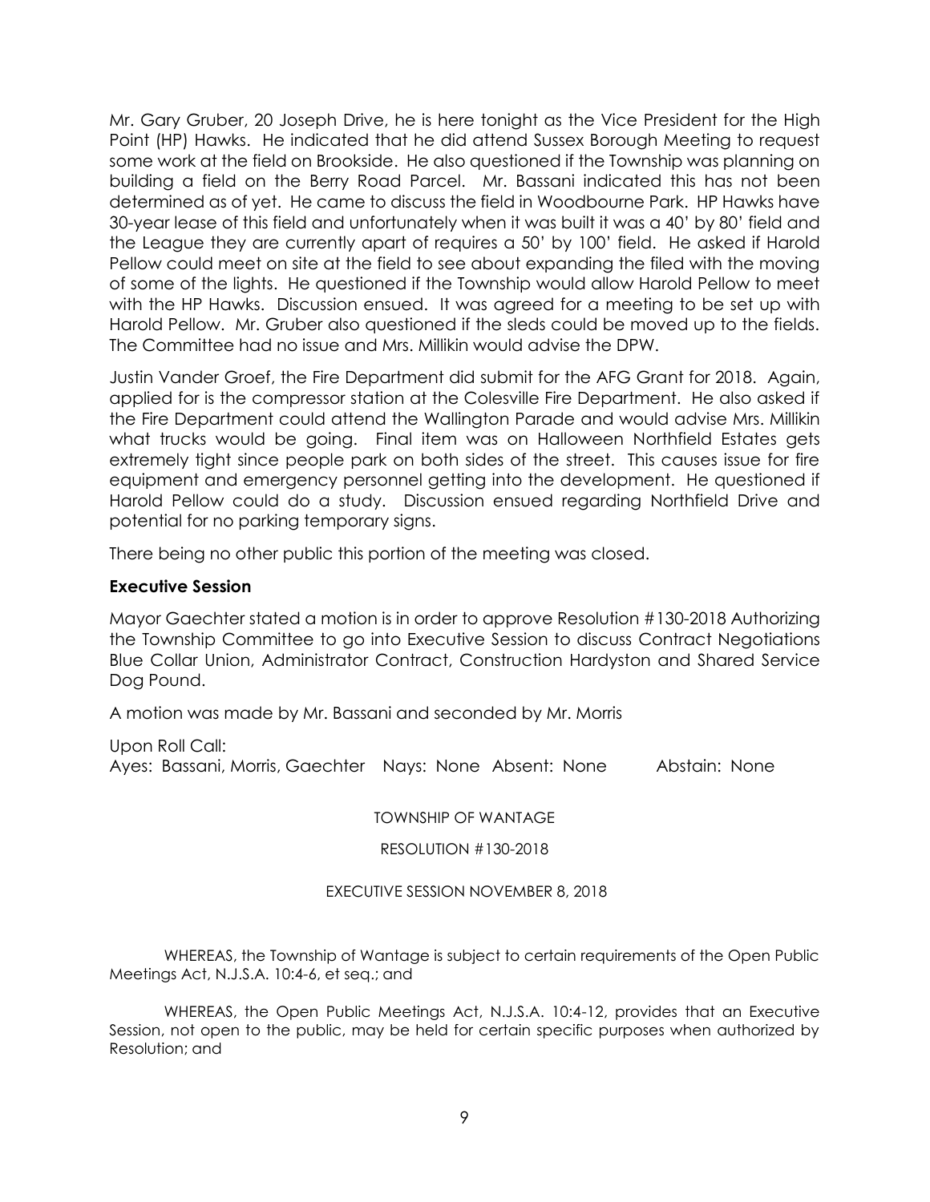Mr. Gary Gruber, 20 Joseph Drive, he is here tonight as the Vice President for the High Point (HP) Hawks. He indicated that he did attend Sussex Borough Meeting to request some work at the field on Brookside. He also questioned if the Township was planning on building a field on the Berry Road Parcel. Mr. Bassani indicated this has not been determined as of yet. He came to discuss the field in Woodbourne Park. HP Hawks have 30-year lease of this field and unfortunately when it was built it was a 40' by 80' field and the League they are currently apart of requires a 50' by 100' field. He asked if Harold Pellow could meet on site at the field to see about expanding the filed with the moving of some of the lights. He questioned if the Township would allow Harold Pellow to meet with the HP Hawks. Discussion ensued. It was agreed for a meeting to be set up with Harold Pellow. Mr. Gruber also questioned if the sleds could be moved up to the fields. The Committee had no issue and Mrs. Millikin would advise the DPW.

Justin Vander Groef, the Fire Department did submit for the AFG Grant for 2018. Again, applied for is the compressor station at the Colesville Fire Department. He also asked if the Fire Department could attend the Wallington Parade and would advise Mrs. Millikin what trucks would be going. Final item was on Halloween Northfield Estates gets extremely tight since people park on both sides of the street. This causes issue for fire equipment and emergency personnel getting into the development. He questioned if Harold Pellow could do a study. Discussion ensued regarding Northfield Drive and potential for no parking temporary signs.

There being no other public this portion of the meeting was closed.

**Executive Session**

Mayor Gaechter stated a motion is in order to approve Resolution #130-2018 Authorizing the Township Committee to go into Executive Session to discuss Contract Negotiations Blue Collar Union, Administrator Contract, Construction Hardyston and Shared Service Dog Pound.

A motion was made by Mr. Bassani and seconded by Mr. Morris

Upon Roll Call:
Ayes: Bassani, Morris, Gaechter Nays: None Absent: None Abstain: None

TOWNSHIP OF WANTAGE

RESOLUTION #130-2018

EXECUTIVE SESSION NOVEMBER 8, 2018

WHEREAS, the Township of Wantage is subject to certain requirements of the Open Public Meetings Act, N.J.S.A. 10:4-6, et seq.; and

WHEREAS, the Open Public Meetings Act, N.J.S.A. 10:4-12, provides that an Executive Session, not open to the public, may be held for certain specific purposes when authorized by Resolution; and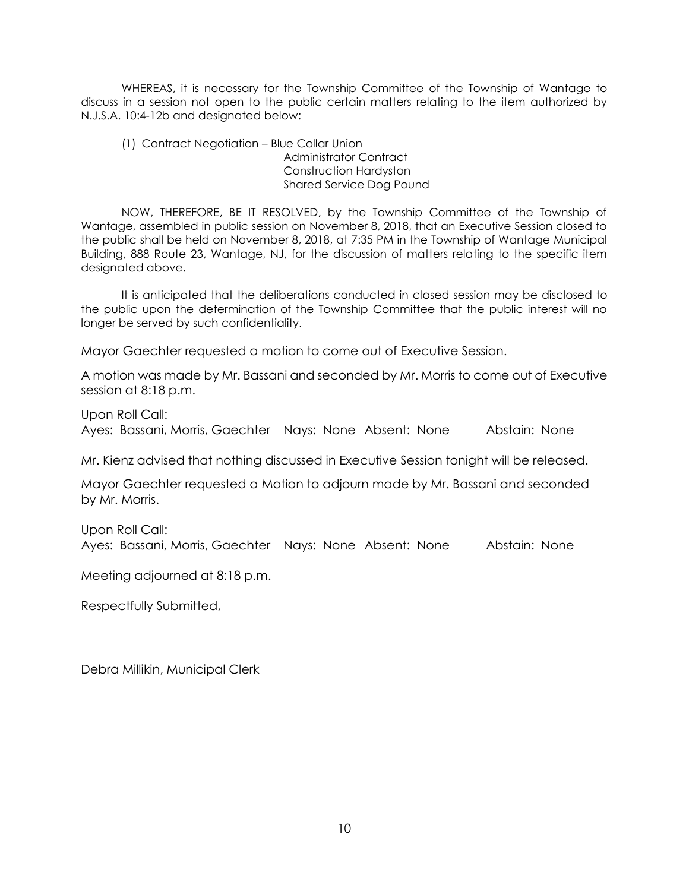WHEREAS, it is necessary for the Township Committee of the Township of Wantage to discuss in a session not open to the public certain matters relating to the item authorized by N.J.S.A. 10:4-12b and designated below:

(1) Contract Negotiation – Blue Collar Union
Administrator Contract
Construction Hardyston
Shared Service Dog Pound

NOW, THEREFORE, BE IT RESOLVED, by the Township Committee of the Township of Wantage, assembled in public session on November 8, 2018, that an Executive Session closed to the public shall be held on November 8, 2018, at 7:35 PM in the Township of Wantage Municipal Building, 888 Route 23, Wantage, NJ, for the discussion of matters relating to the specific item designated above.

It is anticipated that the deliberations conducted in closed session may be disclosed to the public upon the determination of the Township Committee that the public interest will no longer be served by such confidentiality.

Mayor Gaechter requested a motion to come out of Executive Session.

A motion was made by Mr. Bassani and seconded by Mr. Morris to come out of Executive session at 8:18 p.m.

Upon Roll Call:
Ayes: Bassani, Morris, Gaechter Nays: None Absent: None Abstain: None

Mr. Kienz advised that nothing discussed in Executive Session tonight will be released.

Mayor Gaechter requested a Motion to adjourn made by Mr. Bassani and seconded by Mr. Morris.

Upon Roll Call:
Ayes: Bassani, Morris, Gaechter Nays: None Absent: None Abstain: None

Meeting adjourned at 8:18 p.m.

Respectfully Submitted,

Debra Millikin, Municipal Clerk